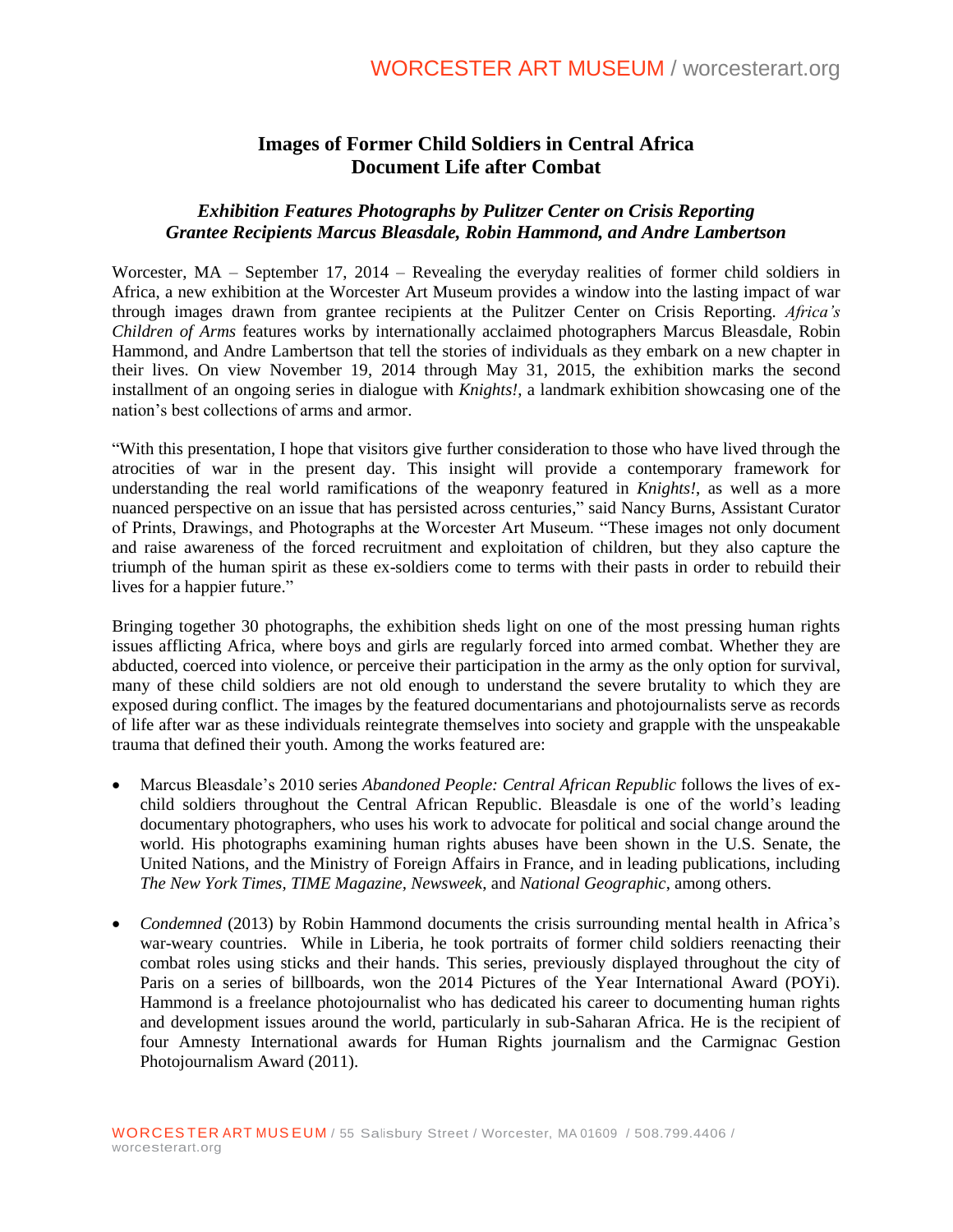# Images of Former Child Soldiers in Central Africa Document Life after Combat

## *Exhibition Features Photographs by Pulitzer Center on Crisis Reporting Grantee Recipients Marcus Bleasdale, Robin Hammond, and Andre Lambertson*

Worcester, MA – September 17, 2014 – Revealing the everyday realities of former child soldiers in Africa, a new exhibition at the Worcester Art Museum provides a window into the lasting impact of war through images drawn from grantee recipients at the Pulitzer Center on Crisis Reporting. *Africa's Children of Arms* features works by internationally acclaimed photographers Marcus Bleasdale, Robin Hammond, and Andre Lambertson that tell the stories of individuals as they embark on a new chapter in their lives. On view November 19, 2014 through May 31, 2015, the exhibition marks the second installment of an ongoing series in dialogue with *Knights!*, a landmark exhibition showcasing one of the nation's best collections of arms and armor.

"With this presentation, I hope that visitors give further consideration to those who have lived through the atrocities of war in the present day. This insight will provide a contemporary framework for understanding the real world ramifications of the weaponry featured in *Knights!*, as well as a more nuanced perspective on an issue that has persisted across centuries," said Nancy Burns, Assistant Curator of Prints, Drawings, and Photographs at the Worcester Art Museum. "These images not only document and raise awareness of the forced recruitment and exploitation of children, but they also capture the triumph of the human spirit as these ex-soldiers come to terms with their pasts in order to rebuild their lives for a happier future."

Bringing together 30 photographs, the exhibition sheds light on one of the most pressing human rights issues afflicting Africa, where boys and girls are regularly forced into armed combat. Whether they are abducted, coerced into violence, or perceive their participation in the army as the only option for survival, many of these child soldiers are not old enough to understand the severe brutality to which they are exposed during conflict. The images by the featured documentarians and photojournalists serve as records of life after war as these individuals reintegrate themselves into society and grapple with the unspeakable trauma that defined their youth. Among the works featured are:

- Marcus Bleasdale's 2010 series *Abandoned People: Central African Republic* follows the lives of ex-child soldiers throughout the Central African Republic. Bleasdale is one of the world's leading documentary photographers, who uses his work to advocate for political and social change around the world. His photographs examining human rights abuses have been shown in the U.S. Senate, the United Nations, and the Ministry of Foreign Affairs in France, and in leading publications, including *The New York Times, TIME Magazine, Newsweek,* and *National Geographic*, among others.

- *Condemned* (2013) by Robin Hammond documents the crisis surrounding mental health in Africa's war-weary countries. While in Liberia, he took portraits of former child soldiers reenacting their combat roles using sticks and their hands. This series, previously displayed throughout the city of Paris on a series of billboards, won the 2014 Pictures of the Year International Award (POYi). Hammond is a freelance photojournalist who has dedicated his career to documenting human rights and development issues around the world, particularly in sub-Saharan Africa. He is the recipient of four Amnesty International awards for Human Rights journalism and the Carmignac Gestion Photojournalism Award (2011).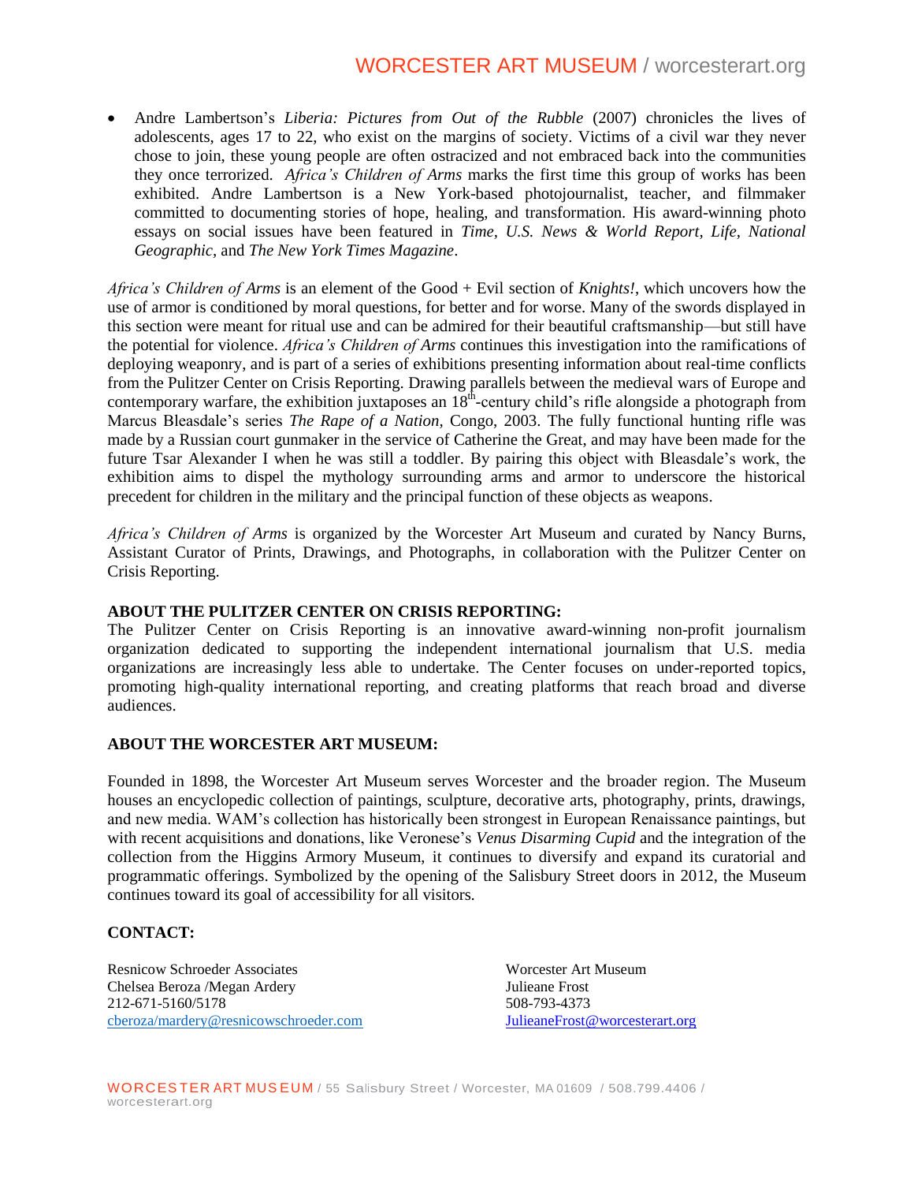- Andre Lambertson's *Liberia: Pictures from Out of the Rubble* (2007) chronicles the lives of adolescents, ages 17 to 22, who exist on the margins of society. Victims of a civil war they never chose to join, these young people are often ostracized and not embraced back into the communities they once terrorized. *Africa's Children of Arms* marks the first time this group of works has been exhibited. Andre Lambertson is a New York-based photojournalist, teacher, and filmmaker committed to documenting stories of hope, healing, and transformation. His award-winning photo essays on social issues have been featured in *Time, U.S. News & World Report, Life, National Geographic,* and *The New York Times Magazine*.

*Africa's Children of Arms* is an element of the Good + Evil section of *Knights!*, which uncovers how the use of armor is conditioned by moral questions, for better and for worse. Many of the swords displayed in this section were meant for ritual use and can be admired for their beautiful craftsmanship—but still have the potential for violence. *Africa's Children of Arms* continues this investigation into the ramifications of deploying weaponry, and is part of a series of exhibitions presenting information about real-time conflicts from the Pulitzer Center on Crisis Reporting. Drawing parallels between the medieval wars of Europe and contemporary warfare, the exhibition juxtaposes an 18th-century child's rifle alongside a photograph from Marcus Bleasdale's series *The Rape of a Nation*, Congo, 2003. The fully functional hunting rifle was made by a Russian court gunmaker in the service of Catherine the Great, and may have been made for the future Tsar Alexander I when he was still a toddler. By pairing this object with Bleasdale's work, the exhibition aims to dispel the mythology surrounding arms and armor to underscore the historical precedent for children in the military and the principal function of these objects as weapons.

*Africa's Children of Arms* is organized by the Worcester Art Museum and curated by Nancy Burns, Assistant Curator of Prints, Drawings, and Photographs, in collaboration with the Pulitzer Center on Crisis Reporting.

**ABOUT THE PULITZER CENTER ON CRISIS REPORTING:**
The Pulitzer Center on Crisis Reporting is an innovative award-winning non-profit journalism organization dedicated to supporting the independent international journalism that U.S. media organizations are increasingly less able to undertake. The Center focuses on under-reported topics, promoting high-quality international reporting, and creating platforms that reach broad and diverse audiences.

**ABOUT THE WORCESTER ART MUSEUM:**

Founded in 1898, the Worcester Art Museum serves Worcester and the broader region. The Museum houses an encyclopedic collection of paintings, sculpture, decorative arts, photography, prints, drawings, and new media. WAM's collection has historically been strongest in European Renaissance paintings, but with recent acquisitions and donations, like Veronese's *Venus Disarming Cupid* and the integration of the collection from the Higgins Armory Museum, it continues to diversify and expand its curatorial and programmatic offerings. Symbolized by the opening of the Salisbury Street doors in 2012, the Museum continues toward its goal of accessibility for all visitors.

**CONTACT:**

Resnicow Schroeder Associates
Chelsea Beroza /Megan Ardery
212-671-5160/5178
cberoza/mardery@resnicowschroeder.com

Worcester Art Museum
Julieane Frost
508-793-4373
JulieaneFrost@worcesterart.org